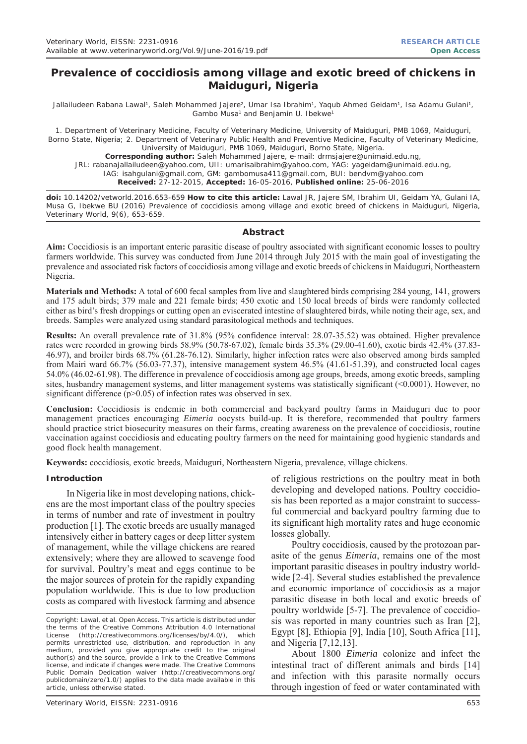RESEARCH ARTICLE
Open Access

# Prevalence of coccidiosis among village and exotic breed of chickens in Maiduguri, Nigeria

Jallailudeen Rabana Lawal[1], Saleh Mohammed Jajere[2], Umar Isa Ibrahim[1], Yaqub Ahmed Geidam[1], Isa Adamu Gulani[1], Gambo Musa[1] and Benjamin U. Ibekwe[1]

1. Department of Veterinary Medicine, Faculty of Veterinary Medicine, University of Maiduguri, PMB 1069, Maiduguri, Borno State, Nigeria; 2. Department of Veterinary Public Health and Preventive Medicine, Faculty of Veterinary Medicine, University of Maiduguri, PMB 1069, Maiduguri, Borno State, Nigeria.

**Corresponding author:** Saleh Mohammed Jajere, e-mail: drmsjajere@unimaid.edu.ng,
JRL: rabanajallailudeen@yahoo.com, UII: umarisaibrahim@yahoo.com, YAG: yageidam@unimaid.edu.ng,
IAG: isahgulani@gmail.com, GM: gambomusa411@gmail.com, BUI: bendvm@yahoo.com

**Received:** 27-12-2015, **Accepted:** 16-05-2016, **Published online:** 25-06-2016

**doi:** 10.14202/vetworld.2016.653-659 **How to cite this article:** Lawal JR, Jajere SM, Ibrahim UI, Geidam YA, Gulani IA, Musa G, Ibekwe BU (2016) Prevalence of coccidiosis among village and exotic breed of chickens in Maiduguri, Nigeria, Veterinary World, 9(6), 653-659.

## Abstract

**Aim:** Coccidiosis is an important enteric parasitic disease of poultry associated with significant economic losses to poultry farmers worldwide. This survey was conducted from June 2014 through July 2015 with the main goal of investigating the prevalence and associated risk factors of coccidiosis among village and exotic breeds of chickens in Maiduguri, Northeastern Nigeria.

**Materials and Methods:** A total of 600 fecal samples from live and slaughtered birds comprising 284 young, 141, growers and 175 adult birds; 379 male and 221 female birds; 450 exotic and 150 local breeds of birds were randomly collected either as bird's fresh droppings or cutting open an eviscerated intestine of slaughtered birds, while noting their age, sex, and breeds. Samples were analyzed using standard parasitological methods and techniques.

**Results:** An overall prevalence rate of 31.8% (95% confidence interval: 28.07-35.52) was obtained. Higher prevalence rates were recorded in growing birds 58.9% (50.78-67.02), female birds 35.3% (29.00-41.60), exotic birds 42.4% (37.83-46.97), and broiler birds 68.7% (61.28-76.12). Similarly, higher infection rates were also observed among birds sampled from Mairi ward 66.7% (56.03-77.37), intensive management system 46.5% (41.61-51.39), and constructed local cages 54.0% (46.02-61.98). The difference in prevalence of coccidiosis among age groups, breeds, among exotic breeds, sampling sites, husbandry management systems, and litter management systems was statistically significant (<0.0001). However, no significant difference ($p>0.05$) of infection rates was observed in sex.

**Conclusion:** Coccidiosis is endemic in both commercial and backyard poultry farms in Maiduguri due to poor management practices encouraging *Eimeria* oocysts build-up. It is therefore, recommended that poultry farmers should practice strict biosecurity measures on their farms, creating awareness on the prevalence of coccidiosis, routine vaccination against coccidiosis and educating poultry farmers on the need for maintaining good hygienic standards and good flock health management.

**Keywords:** coccidiosis, exotic breeds, Maiduguri, Northeastern Nigeria, prevalence, village chickens.

## Introduction

In Nigeria like in most developing nations, chickens are the most important class of the poultry species in terms of number and rate of investment in poultry production [1]. The exotic breeds are usually managed intensively either in battery cages or deep litter system of management, while the village chickens are reared extensively; where they are allowed to scavenge food for survival. Poultry's meat and eggs continue to be the major sources of protein for the rapidly expanding population worldwide. This is due to low production costs as compared with livestock farming and absence of religious restrictions on the poultry meat in both developing and developed nations. Poultry coccidiosis has been reported as a major constraint to successful commercial and backyard poultry farming due to its significant high mortality rates and huge economic losses globally.

Poultry coccidiosis, caused by the protozoan parasite of the genus *Eimeria*, remains one of the most important parasitic diseases in poultry industry worldwide [2-4]. Several studies established the prevalence and economic importance of coccidiosis as a major parasitic disease in both local and exotic breeds of poultry worldwide [5-7]. The prevalence of coccidiosis was reported in many countries such as Iran [2], Egypt [8], Ethiopia [9], India [10], South Africa [11], and Nigeria [7,12,13].

About 1800 *Eimeria* colonize and infect the intestinal tract of different animals and birds [14] and infection with this parasite normally occurs through ingestion of feed or water contaminated with

Copyright: Lawal, et al. Open Access. This article is distributed under the terms of the Creative Commons Attribution 4.0 International License (http://creativecommons.org/licenses/by/4.0/), which permits unrestricted use, distribution, and reproduction in any medium, provided you give appropriate credit to the original author(s) and the source, provide a link to the Creative Commons license, and indicate if changes were made. The Creative Commons Public Domain Dedication waiver (http://creativecommons.org/publicdomain/zero/1.0/) applies to the data made available in this article, unless otherwise stated.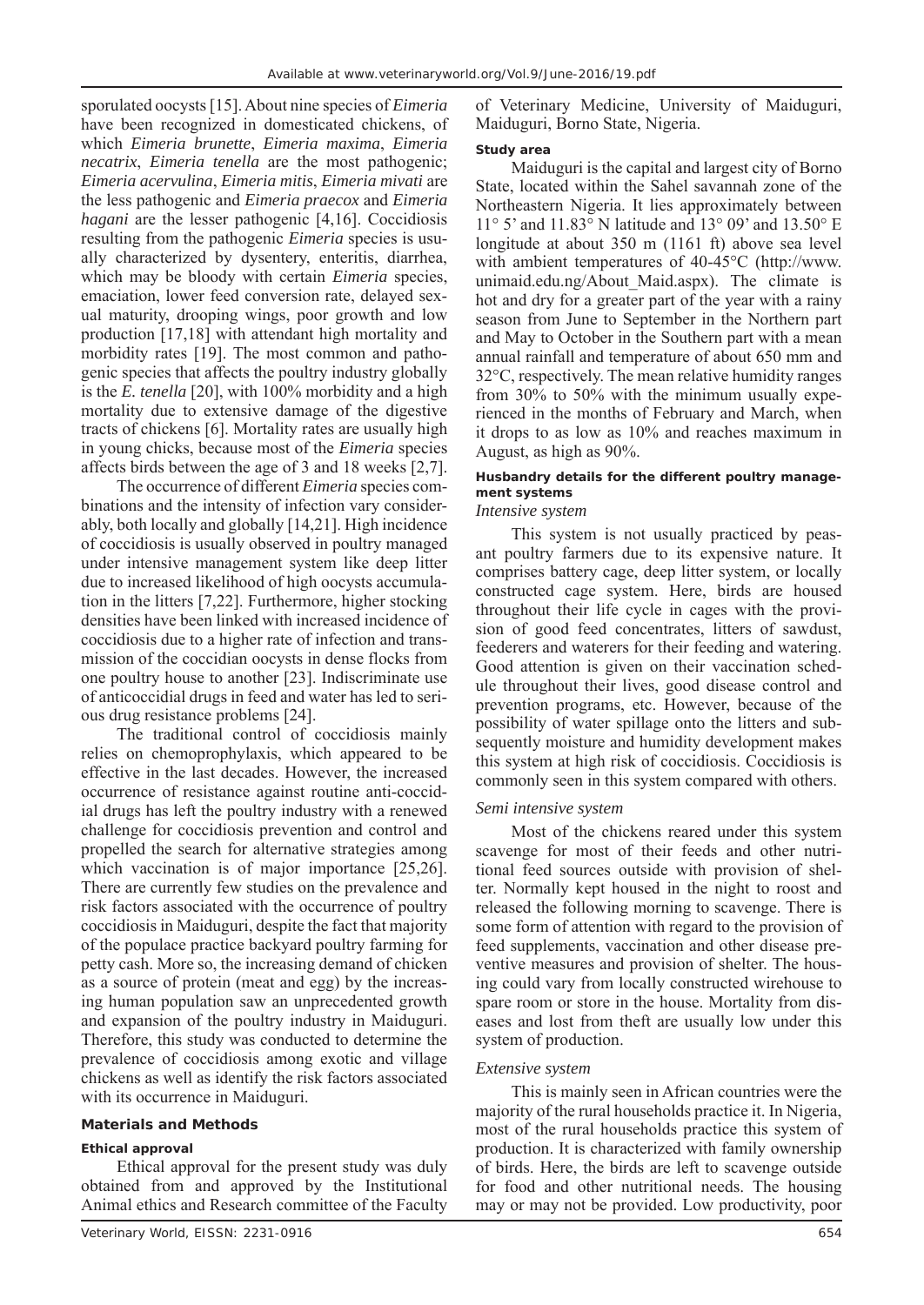sporulated oocysts [15]. About nine species of *Eimeria* have been recognized in domesticated chickens, of which *Eimeria brunette*, *Eimeria maxima*, *Eimeria necatrix*, *Eimeria tenella* are the most pathogenic; *Eimeria acervulina*, *Eimeria mitis*, *Eimeria mivati* are the less pathogenic and *Eimeria praecox* and *Eimeria hagani* are the lesser pathogenic [4,16]. Coccidiosis resulting from the pathogenic *Eimeria* species is usually characterized by dysentery, enteritis, diarrhea, which may be bloody with certain *Eimeria* species, emaciation, lower feed conversion rate, delayed sexual maturity, drooping wings, poor growth and low production [17,18] with attendant high mortality and morbidity rates [19]. The most common and pathogenic species that affects the poultry industry globally is the *E. tenella* [20], with 100% morbidity and a high mortality due to extensive damage of the digestive tracts of chickens [6]. Mortality rates are usually high in young chicks, because most of the *Eimeria* species affects birds between the age of 3 and 18 weeks [2,7].

The occurrence of different *Eimeria* species combinations and the intensity of infection vary considerably, both locally and globally [14,21]. High incidence of coccidiosis is usually observed in poultry managed under intensive management system like deep litter due to increased likelihood of high oocysts accumulation in the litters [7,22]. Furthermore, higher stocking densities have been linked with increased incidence of coccidiosis due to a higher rate of infection and transmission of the coccidian oocysts in dense flocks from one poultry house to another [23]. Indiscriminate use of anticoccidial drugs in feed and water has led to serious drug resistance problems [24].

The traditional control of coccidiosis mainly relies on chemoprophylaxis, which appeared to be effective in the last decades. However, the increased occurrence of resistance against routine anti-coccidial drugs has left the poultry industry with a renewed challenge for coccidiosis prevention and control and propelled the search for alternative strategies among which vaccination is of major importance [25,26]. There are currently few studies on the prevalence and risk factors associated with the occurrence of poultry coccidiosis in Maiduguri, despite the fact that majority of the populace practice backyard poultry farming for petty cash. More so, the increasing demand of chicken as a source of protein (meat and egg) by the increasing human population saw an unprecedented growth and expansion of the poultry industry in Maiduguri. Therefore, this study was conducted to determine the prevalence of coccidiosis among exotic and village chickens as well as identify the risk factors associated with its occurrence in Maiduguri.

## Materials and Methods

### Ethical approval

Ethical approval for the present study was duly obtained from and approved by the Institutional Animal ethics and Research committee of the Faculty of Veterinary Medicine, University of Maiduguri, Maiduguri, Borno State, Nigeria.

### Study area

Maiduguri is the capital and largest city of Borno State, located within the Sahel savannah zone of the Northeastern Nigeria. It lies approximately between 11° 5' and 11.83° N latitude and 13° 09' and 13.50° E longitude at about 350 m (1161 ft) above sea level with ambient temperatures of 40-45°C (http://www.unimaid.edu.ng/About_Maid.aspx). The climate is hot and dry for a greater part of the year with a rainy season from June to September in the Northern part and May to October in the Southern part with a mean annual rainfall and temperature of about 650 mm and 32°C, respectively. The mean relative humidity ranges from 30% to 50% with the minimum usually experienced in the months of February and March, when it drops to as low as 10% and reaches maximum in August, as high as 90%.

### Husbandry details for the different poultry management systems

*Intensive system*

This system is not usually practiced by peasant poultry farmers due to its expensive nature. It comprises battery cage, deep litter system, or locally constructed cage system. Here, birds are housed throughout their life cycle in cages with the provision of good feed concentrates, litters of sawdust, feederers and waterers for their feeding and watering. Good attention is given on their vaccination schedule throughout their lives, good disease control and prevention programs, etc. However, because of the possibility of water spillage onto the litters and subsequently moisture and humidity development makes this system at high risk of coccidiosis. Coccidiosis is commonly seen in this system compared with others.

*Semi intensive system*

Most of the chickens reared under this system scavenge for most of their feeds and other nutritional feed sources outside with provision of shelter. Normally kept housed in the night to roost and released the following morning to scavenge. There is some form of attention with regard to the provision of feed supplements, vaccination and other disease preventive measures and provision of shelter. The housing could vary from locally constructed wirehouse to spare room or store in the house. Mortality from diseases and lost from theft are usually low under this system of production.

*Extensive system*

This is mainly seen in African countries were the majority of the rural households practice it. In Nigeria, most of the rural households practice this system of production. It is characterized with family ownership of birds. Here, the birds are left to scavenge outside for food and other nutritional needs. The housing may or may not be provided. Low productivity, poor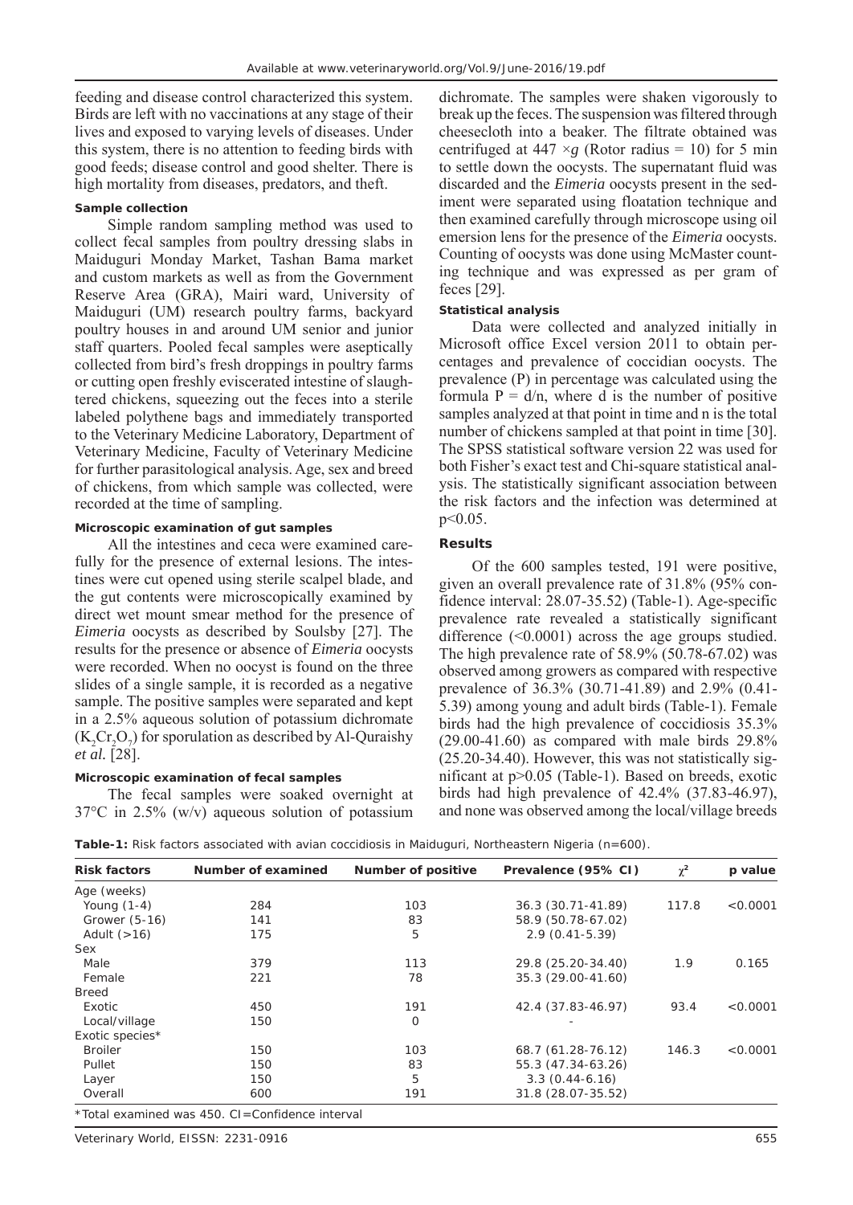feeding and disease control characterized this system. Birds are left with no vaccinations at any stage of their lives and exposed to varying levels of diseases. Under this system, there is no attention to feeding birds with good feeds; disease control and good shelter. There is high mortality from diseases, predators, and theft.

#### Sample collection

Simple random sampling method was used to collect fecal samples from poultry dressing slabs in Maiduguri Monday Market, Tashan Bama market and custom markets as well as from the Government Reserve Area (GRA), Mairi ward, University of Maiduguri (UM) research poultry farms, backyard poultry houses in and around UM senior and junior staff quarters. Pooled fecal samples were aseptically collected from bird's fresh droppings in poultry farms or cutting open freshly eviscerated intestine of slaughtered chickens, squeezing out the feces into a sterile labeled polythene bags and immediately transported to the Veterinary Medicine Laboratory, Department of Veterinary Medicine, Faculty of Veterinary Medicine for further parasitological analysis. Age, sex and breed of chickens, from which sample was collected, were recorded at the time of sampling.

#### Microscopic examination of gut samples

All the intestines and ceca were examined carefully for the presence of external lesions. The intestines were cut opened using sterile scalpel blade, and the gut contents were microscopically examined by direct wet mount smear method for the presence of *Eimeria* oocysts as described by Soulsby [27]. The results for the presence or absence of *Eimeria* oocysts were recorded. When no oocyst is found on the three slides of a single sample, it is recorded as a negative sample. The positive samples were separated and kept in a 2.5% aqueous solution of potassium dichromate ($K_2Cr_2O_7$) for sporulation as described by Al-Quraishy *et al.* [28].

#### Microscopic examination of fecal samples

The fecal samples were soaked overnight at 37°C in 2.5% (w/v) aqueous solution of potassium dichromate. The samples were shaken vigorously to break up the feces. The suspension was filtered through cheesecloth into a beaker. The filtrate obtained was centrifuged at 447 ×*g* (Rotor radius = 10) for 5 min to settle down the oocysts. The supernatant fluid was discarded and the *Eimeria* oocysts present in the sediment were separated using floatation technique and then examined carefully through microscope using oil emersion lens for the presence of the *Eimeria* oocysts. Counting of oocysts was done using McMaster counting technique and was expressed as per gram of feces [29].

#### Statistical analysis

Data were collected and analyzed initially in Microsoft office Excel version 2011 to obtain percentages and prevalence of coccidian oocysts. The prevalence (P) in percentage was calculated using the formula $P = d/n$, where d is the number of positive samples analyzed at that point in time and n is the total number of chickens sampled at that point in time [30]. The SPSS statistical software version 22 was used for both Fisher's exact test and Chi-square statistical analysis. The statistically significant association between the risk factors and the infection was determined at $p<0.05$.

### Results

Of the 600 samples tested, 191 were positive, given an overall prevalence rate of 31.8% (95% confidence interval: 28.07-35.52) (Table-1). Age-specific prevalence rate revealed a statistically significant difference (<0.0001) across the age groups studied. The high prevalence rate of 58.9% (50.78-67.02) was observed among growers as compared with respective prevalence of 36.3% (30.71-41.89) and 2.9% (0.41-5.39) among young and adult birds (Table-1). Female birds had the high prevalence of coccidiosis 35.3% (29.00-41.60) as compared with male birds 29.8% (25.20-34.40). However, this was not statistically significant at $p>0.05$ (Table-1). Based on breeds, exotic birds had high prevalence of 42.4% (37.83-46.97), and none was observed among the local/village breeds

**Table-1:** Risk factors associated with avian coccidiosis in Maiduguri, Northeastern Nigeria (n=600).

| Risk factors | Number of examined | Number of positive | Prevalence (95% CI) | $\chi^2$ | p value |
|---|---|---|---|---|---|
| Age (weeks) | | | | | |
| Young (1-4) | 284 | 103 | 36.3 (30.71-41.89) | 117.8 | <0.0001 |
| Grower (5-16) | 141 | 83 | 58.9 (50.78-67.02) | | |
| Adult (>16) | 175 | 5 | 2.9 (0.41-5.39) | | |
| Sex | | | | | |
| Male | 379 | 113 | 29.8 (25.20-34.40) | 1.9 | 0.165 |
| Female | 221 | 78 | 35.3 (29.00-41.60) | | |
| Breed | | | | | |
| Exotic | 450 | 191 | 42.4 (37.83-46.97) | 93.4 | <0.0001 |
| Local/village | 150 | 0 | - | | |
| Exotic species* | | | | | |
| Broiler | 150 | 103 | 68.7 (61.28-76.12) | 146.3 | <0.0001 |
| Pullet | 150 | 83 | 55.3 (47.34-63.26) | | |
| Layer | 150 | 5 | 3.3 (0.44-6.16) | | |
| Overall | 600 | 191 | 31.8 (28.07-35.52) | | |

*Total examined was 450. CI=Confidence interval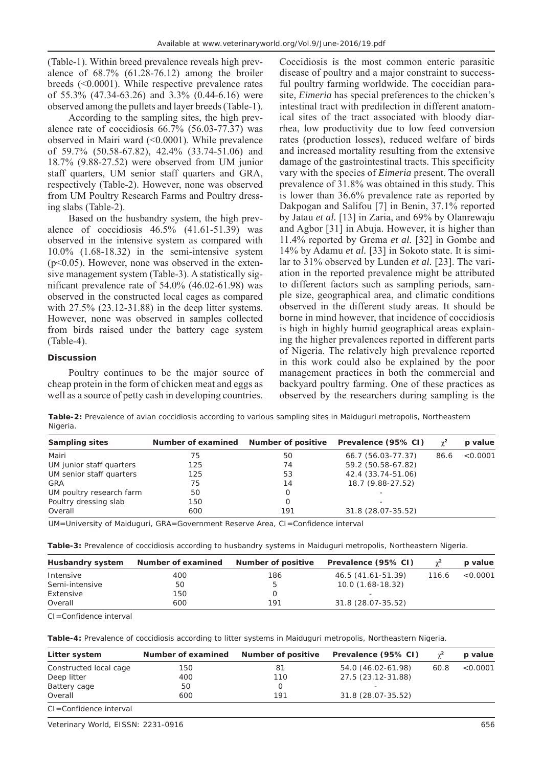(Table-1). Within breed prevalence reveals high prevalence of 68.7% (61.28-76.12) among the broiler breeds (<0.0001). While respective prevalence rates of 55.3% (47.34-63.26) and 3.3% (0.44-6.16) were observed among the pullets and layer breeds (Table-1).

According to the sampling sites, the high prevalence rate of coccidiosis 66.7% (56.03-77.37) was observed in Mairi ward (<0.0001). While prevalence of 59.7% (50.58-67.82), 42.4% (33.74-51.06) and 18.7% (9.88-27.52) were observed from UM junior staff quarters, UM senior staff quarters and GRA, respectively (Table-2). However, none was observed from UM Poultry Research Farms and Poultry dressing slabs (Table-2).

Based on the husbandry system, the high prevalence of coccidiosis 46.5% (41.61-51.39) was observed in the intensive system as compared with 10.0% (1.68-18.32) in the semi-intensive system ($p<0.05$). However, none was observed in the extensive management system (Table-3). A statistically significant prevalence rate of 54.0% (46.02-61.98) was observed in the constructed local cages as compared with 27.5% (23.12-31.88) in the deep litter systems. However, none was observed in samples collected from birds raised under the battery cage system (Table-4).

## Discussion

Poultry continues to be the major source of cheap protein in the form of chicken meat and eggs as well as a source of petty cash in developing countries. Coccidiosis is the most common enteric parasitic disease of poultry and a major constraint to successful poultry farming worldwide. The coccidian parasite, *Eimeria* has special preferences to the chicken's intestinal tract with predilection in different anatomical sites of the tract associated with bloody diarrhea, low productivity due to low feed conversion rates (production losses), reduced welfare of birds and increased mortality resulting from the extensive damage of the gastrointestinal tracts. This specificity vary with the species of *Eimeria* present. The overall prevalence of 31.8% was obtained in this study. This is lower than 36.6% prevalence rate as reported by Dakpogan and Salifou [7] in Benin, 37.1% reported by Jatau *et al.* [13] in Zaria, and 69% by Olanrewaju and Agbor [31] in Abuja. However, it is higher than 11.4% reported by Grema *et al.* [32] in Gombe and 14% by Adamu *et al.* [33] in Sokoto state. It is similar to 31% observed by Lunden *et al.* [23]. The variation in the reported prevalence might be attributed to different factors such as sampling periods, sample size, geographical area, and climatic conditions observed in the different study areas. It should be borne in mind however, that incidence of coccidiosis is high in highly humid geographical areas explaining the higher prevalences reported in different parts of Nigeria. The relatively high prevalence reported in this work could also be explained by the poor management practices in both the commercial and backyard poultry farming. One of these practices as observed by the researchers during sampling is the

**Table-2:** Prevalence of avian coccidiosis according to various sampling sites in Maiduguri metropolis, Northeastern Nigeria.

| Sampling sites | Number of examined | Number of positive | Prevalence (95% CI) | $\chi^2$ | p value |
|---|---|---|---|---|---|
| Mairi | 75 | 50 | 66.7 (56.03-77.37) | 86.6 | <0.0001 |
| UM junior staff quarters | 125 | 74 | 59.2 (50.58-67.82) | | |
| UM senior staff quarters | 125 | 53 | 42.4 (33.74-51.06) | | |
| GRA | 75 | 14 | 18.7 (9.88-27.52) | | |
| UM poultry research farm | 50 | 0 | - | | |
| Poultry dressing slab | 150 | 0 | - | | |
| Overall | 600 | 191 | 31.8 (28.07-35.52) | | |

UM=University of Maiduguri, GRA=Government Reserve Area, CI=Confidence interval

**Table-3:** Prevalence of coccidiosis according to husbandry systems in Maiduguri metropolis, Northeastern Nigeria.

| Husbandry system | Number of examined | Number of positive | Prevalence (95% CI) | $\chi^2$ | p value |
|---|---|---|---|---|---|
| Intensive | 400 | 186 | 46.5 (41.61-51.39) | 116.6 | <0.0001 |
| Semi-intensive | 50 | 5 | 10.0 (1.68-18.32) | | |
| Extensive | 150 | 0 | - | | |
| Overall | 600 | 191 | 31.8 (28.07-35.52) | | |

CI=Confidence interval

**Table-4:** Prevalence of coccidiosis according to litter systems in Maiduguri metropolis, Northeastern Nigeria.

| Litter system | Number of examined | Number of positive | Prevalence (95% CI) | $\chi^2$ | p value |
|---|---|---|---|---|---|
| Constructed local cage | 150 | 81 | 54.0 (46.02-61.98) | 60.8 | <0.0001 |
| Deep litter | 400 | 110 | 27.5 (23.12-31.88) | | |
| Battery cage | 50 | 0 | - | | |
| Overall | 600 | 191 | 31.8 (28.07-35.52) | | |

CI=Confidence interval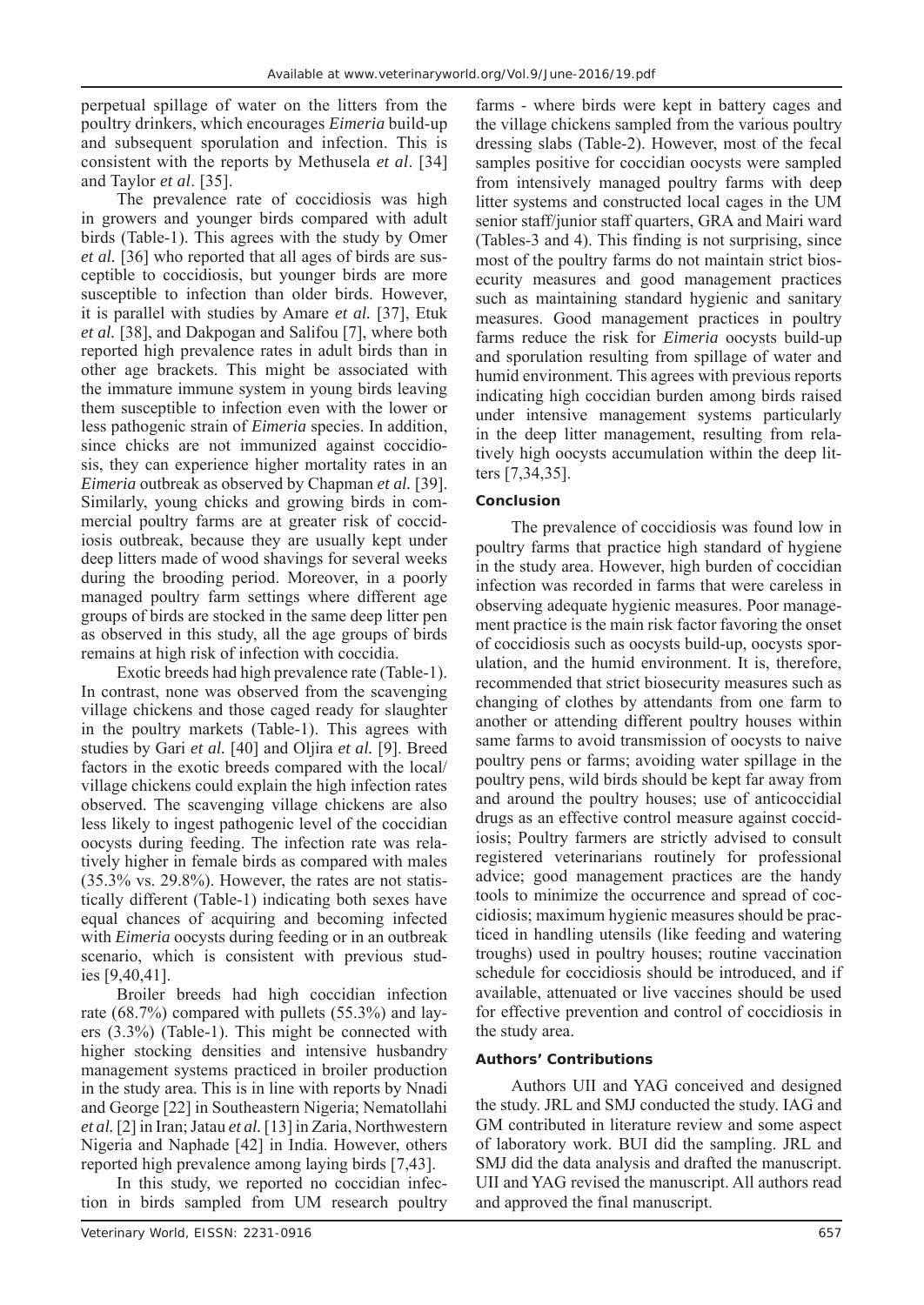perpetual spillage of water on the litters from the poultry drinkers, which encourages *Eimeria* build-up and subsequent sporulation and infection. This is consistent with the reports by Methusela *et al*. [34] and Taylor *et al*. [35].

The prevalence rate of coccidiosis was high in growers and younger birds compared with adult birds (Table-1). This agrees with the study by Omer *et al.* [36] who reported that all ages of birds are susceptible to coccidiosis, but younger birds are more susceptible to infection than older birds. However, it is parallel with studies by Amare *et al.* [37], Etuk *et al.* [38], and Dakpogan and Salifou [7], where both reported high prevalence rates in adult birds than in other age brackets. This might be associated with the immature immune system in young birds leaving them susceptible to infection even with the lower or less pathogenic strain of *Eimeria* species. In addition, since chicks are not immunized against coccidiosis, they can experience higher mortality rates in an *Eimeria* outbreak as observed by Chapman *et al.* [39]. Similarly, young chicks and growing birds in commercial poultry farms are at greater risk of coccidiosis outbreak, because they are usually kept under deep litters made of wood shavings for several weeks during the brooding period. Moreover, in a poorly managed poultry farm settings where different age groups of birds are stocked in the same deep litter pen as observed in this study, all the age groups of birds remains at high risk of infection with coccidia.

Exotic breeds had high prevalence rate (Table-1). In contrast, none was observed from the scavenging village chickens and those caged ready for slaughter in the poultry markets (Table-1). This agrees with studies by Gari *et al.* [40] and Oljira *et al.* [9]. Breed factors in the exotic breeds compared with the local/village chickens could explain the high infection rates observed. The scavenging village chickens are also less likely to ingest pathogenic level of the coccidian oocysts during feeding. The infection rate was relatively higher in female birds as compared with males (35.3% vs. 29.8%). However, the rates are not statistically different (Table-1) indicating both sexes have equal chances of acquiring and becoming infected with *Eimeria* oocysts during feeding or in an outbreak scenario, which is consistent with previous studies [9,40,41].

Broiler breeds had high coccidian infection rate (68.7%) compared with pullets (55.3%) and layers (3.3%) (Table-1). This might be connected with higher stocking densities and intensive husbandry management systems practiced in broiler production in the study area. This is in line with reports by Nnadi and George [22] in Southeastern Nigeria; Nematollahi *et al.* [2] in Iran; Jatau *et al.* [13] in Zaria, Northwestern Nigeria and Naphade [42] in India. However, others reported high prevalence among laying birds [7,43].

In this study, we reported no coccidian infection in birds sampled from UM research poultry farms - where birds were kept in battery cages and the village chickens sampled from the various poultry dressing slabs (Table-2). However, most of the fecal samples positive for coccidian oocysts were sampled from intensively managed poultry farms with deep litter systems and constructed local cages in the UM senior staff/junior staff quarters, GRA and Mairi ward (Tables-3 and 4). This finding is not surprising, since most of the poultry farms do not maintain strict biosecurity measures and good management practices such as maintaining standard hygienic and sanitary measures. Good management practices in poultry farms reduce the risk for *Eimeria* oocysts build-up and sporulation resulting from spillage of water and humid environment. This agrees with previous reports indicating high coccidian burden among birds raised under intensive management systems particularly in the deep litter management, resulting from relatively high oocysts accumulation within the deep litters [7,34,35].

## Conclusion

The prevalence of coccidiosis was found low in poultry farms that practice high standard of hygiene in the study area. However, high burden of coccidian infection was recorded in farms that were careless in observing adequate hygienic measures. Poor management practice is the main risk factor favoring the onset of coccidiosis such as oocysts build-up, oocysts sporulation, and the humid environment. It is, therefore, recommended that strict biosecurity measures such as changing of clothes by attendants from one farm to another or attending different poultry houses within same farms to avoid transmission of oocysts to naive poultry pens or farms; avoiding water spillage in the poultry pens, wild birds should be kept far away from and around the poultry houses; use of anticoccidial drugs as an effective control measure against coccidiosis; Poultry farmers are strictly advised to consult registered veterinarians routinely for professional advice; good management practices are the handy tools to minimize the occurrence and spread of coccidiosis; maximum hygienic measures should be practiced in handling utensils (like feeding and watering troughs) used in poultry houses; routine vaccination schedule for coccidiosis should be introduced, and if available, attenuated or live vaccines should be used for effective prevention and control of coccidiosis in the study area.

## Authors' Contributions

Authors UII and YAG conceived and designed the study. JRL and SMJ conducted the study. IAG and GM contributed in literature review and some aspect of laboratory work. BUI did the sampling. JRL and SMJ did the data analysis and drafted the manuscript. UII and YAG revised the manuscript. All authors read and approved the final manuscript.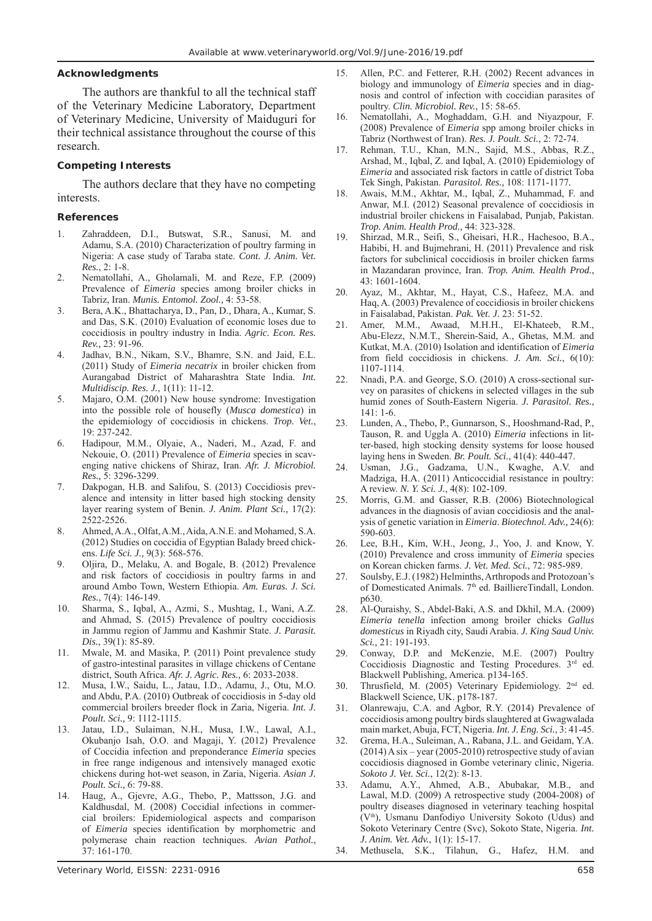### Acknowledgments

The authors are thankful to all the technical staff of the Veterinary Medicine Laboratory, Department of Veterinary Medicine, University of Maiduguri for their technical assistance throughout the course of this research.

### Competing Interests

The authors declare that they have no competing interests.

### References

1. Zahraddeen, D.I., Butswat, S.R., Sanusi, M. and Adamu, S.A. (2010) Characterization of poultry farming in Nigeria: A case study of Taraba state. *Cont. J. Anim. Vet. Res.*, 2: 1-8.
2. Nematollahi, A., Gholamali, M. and Reze, F.P. (2009) Prevalence of *Eimeria* species among broiler chicks in Tabriz, Iran. *Munis. Entomol. Zool.,* 4: 53-58.
3. Bera, A.K., Bhattacharya, D., Pan, D., Dhara, A., Kumar, S. and Das, S.K. (2010) Evaluation of economic loses due to coccidiosis in poultry industry in India. *Agric. Econ. Res. Rev.,* 23: 91-96.
4. Jadhav, B.N., Nikam, S.V., Bhamre, S.N. and Jaid, E.L. (2011) Study of *Eimeria necatrix* in broiler chicken from Aurangabad District of Maharashtra State India. *Int. Multidiscip. Res. J.*, 1(11): 11-12.
5. Majaro, O.M. (2001) New house syndrome: Investigation into the possible role of housefly (*Musca domestica*) in the epidemiology of coccidiosis in chickens. *Trop. Vet.*, 19: 237-242.
6. Hadipour, M.M., Olyaie, A., Naderi, M., Azad, F. and Nekouie, O. (2011) Prevalence of *Eimeria* species in scavenging native chickens of Shiraz, Iran. *Afr. J. Microbiol. Res.,* 5: 3296-3299.
7. Dakpogan, H.B. and Salifou, S. (2013) Coccidiosis prevalence and intensity in litter based high stocking density layer rearing system of Benin. *J. Anim. Plant Sci.,* 17(2): 2522-2526.
8. Ahmed, A.A., Olfat, A.M., Aida, A.N.E. and Mohamed, S.A. (2012) Studies on coccidia of Egyptian Balady breed chickens. *Life Sci. J.,* 9(3): 568-576.
9. Oljira, D., Melaku, A. and Bogale, B. (2012) Prevalence and risk factors of coccidiosis in poultry farms in and around Ambo Town, Western Ethiopia. *Am. Euras. J. Sci. Res.*, 7(4): 146-149.
10. Sharma, S., Iqbal, A., Azmi, S., Mushtag, I., Wani, A.Z. and Ahmad, S. (2015) Prevalence of poultry coccidiosis in Jammu region of Jammu and Kashmir State. *J. Parasit. Dis.*, 39(1): 85-89.
11. Mwale, M. and Masika, P. (2011) Point prevalence study of gastro-intestinal parasites in village chickens of Centane district, South Africa. *Afr. J. Agric. Res.,* 6: 2033-2038.
12. Musa, I.W., Saidu, L., Jatau, I.D., Adamu, J., Otu, M.O. and Abdu, P.A. (2010) Outbreak of coccidiosis in 5-day old commercial broilers breeder flock in Zaria, Nigeria. *Int. J. Poult. Sci.,* 9: 1112-1115.
13. Jatau, I.D., Sulaiman, N.H., Musa, I.W., Lawal, A.I., Okubanjo Isah, O.O. and Magaji, Y. (2012) Prevalence of Coccidia infection and preponderance *Eimeria* species in free range indigenous and intensively managed exotic chickens during hot-wet season, in Zaria, Nigeria. *Asian J. Poult. Sci.,* 6: 79-88.
14. Haug, A., Gjevre, A.G., Thebo, P., Mattsson, J.G. and Kaldhusdal, M. (2008) Coccidial infections in commercial broilers: Epidemiological aspects and comparison of *Eimeria* species identification by morphometric and polymerase chain reaction techniques. *Avian Pathol.*, 37: 161-170.
15. Allen, P.C. and Fetterer, R.H. (2002) Recent advances in biology and immunology of *Eimeria* species and in diagnosis and control of infection with coccidian parasites of poultry. *Clin. Microbiol. Rev.*, 15: 58-65.
16. Nematollahi, A., Moghaddam, G.H. and Niyazpour, F. (2008) Prevalence of *Eimeria* spp among broiler chicks in Tabriz (Northwest of Iran). *Res. J. Poult. Sci.*, 2: 72-74.
17. Rehman, T.U., Khan, M.N., Sajid, M.S., Abbas, R.Z., Arshad, M., Iqbal, Z. and Iqbal, A. (2010) Epidemiology of *Eimeria* and associated risk factors in cattle of district Toba Tek Singh, Pakistan. *Parasitol. Res.,* 108: 1171-1177.
18. Awais, M.M., Akhtar, M., Iqbal, Z., Muhammad, F. and Anwar, M.I. (2012) Seasonal prevalence of coccidiosis in industrial broiler chickens in Faisalabad, Punjab, Pakistan. *Trop. Anim. Health Prod.,* 44: 323-328.
19. Shirzad, M.R., Seifi, S., Gheisari, H.R., Hachesoo, B.A., Habibi, H. and Bujmehrani, H. (2011) Prevalence and risk factors for subclinical coccidiosis in broiler chicken farms in Mazandaran province, Iran. *Trop. Anim. Health Prod.*, 43: 1601-1604.
20. Ayaz, M., Akhtar, M., Hayat, C.S., Hafeez, M.A. and Haq, A. (2003) Prevalence of coccidiosis in broiler chickens in Faisalabad, Pakistan. *Pak. Vet. J.* 23: 51-52.
21. Amer, M.M., Awaad, M.H.H., El-Khateeb, R.M., Abu-Elezz, N.M.T., Sherein-Said, A., Ghetas, M.M. and Kutkat, M.A. (2010) Isolation and identification of *Eimeria* from field coccidiosis in chickens. *J. Am. Sci.*, 6(10): 1107-1114.
22. Nnadi, P.A. and George, S.O. (2010) A cross-sectional survey on parasites of chickens in selected villages in the sub humid zones of South-Eastern Nigeria. *J. Parasitol. Res.*, 141: 1-6.
23. Lunden, A., Thebo, P., Gunnarson, S., Hooshmand-Rad, P., Tauson, R. and Uggla A. (2010) *Eimeria* infections in litter-based, high stocking density systems for loose housed laying hens in Sweden. *Br. Poult. Sci.*, 41(4): 440-447.
24. Usman, J.G., Gadzama, U.N., Kwaghe, A.V. and Madziga, H.A. (2011) Anticoccidial resistance in poultry: A review. *N. Y. Sci. J.*, 4(8): 102-109.
25. Morris, G.M. and Gasser, R.B. (2006) Biotechnological advances in the diagnosis of avian coccidiosis and the analysis of genetic variation in *Eimeria*. *Biotechnol. Adv.,* 24(6): 590-603.
26. Lee, B.H., Kim, W.H., Jeong, J., Yoo, J. and Know, Y. (2010) Prevalence and cross immunity of *Eimeria* species on Korean chicken farms. *J. Vet. Med. Sci.*, 72: 985-989.
27. Soulsby, E.J. (1982) Helminths, Arthropods and Protozoan's of Domesticated Animals. 7th ed. BailliereTindall, London. p630.
28. Al-Quraishy, S., Abdel-Baki, A.S. and Dkhil, M.A. (2009) *Eimeria tenella* infection among broiler chicks *Gallus domesticus* in Riyadh city, Saudi Arabia. *J. King Saud Univ. Sci.,* 21: 191-193.
29. Conway, D.P. and McKenzie, M.E. (2007) Poultry Coccidiosis Diagnostic and Testing Procedures. 3rd ed. Blackwell Publishing, America. p134-165.
30. Thrusfield, M. (2005) Veterinary Epidemiology. 2nd ed. Blackwell Science, UK. p178-187.
31. Olanrewaju, C.A. and Agbor, R.Y. (2014) Prevalence of coccidiosis among poultry birds slaughtered at Gwagwalada main market, Abuja, FCT, Nigeria. *Int. J. Eng. Sci.*, 3: 41-45.
32. Grema, H.A., Suleiman, A., Rabana, J.L. and Geidam, Y.A. (2014) A six – year (2005-2010) retrospective study of avian coccidiosis diagnosed in Gombe veterinary clinic, Nigeria. *Sokoto J. Vet. Sci.*, 12(2): 8-13.
33. Adamu, A.Y., Ahmed, A.B., Abubakar, M.B., and Lawal, M.D. (2009) A retrospective study (2004-2008) of poultry diseases diagnosed in veterinary teaching hospital (Vth), Usmanu Danfodiyo University Sokoto (Udus) and Sokoto Veterinary Centre (Svc), Sokoto State, Nigeria. *Int. J. Anim. Vet. Adv.*, 1(1): 15-17.
34. Methusela, S.K., Tilahun, G., Hafez, H.M. and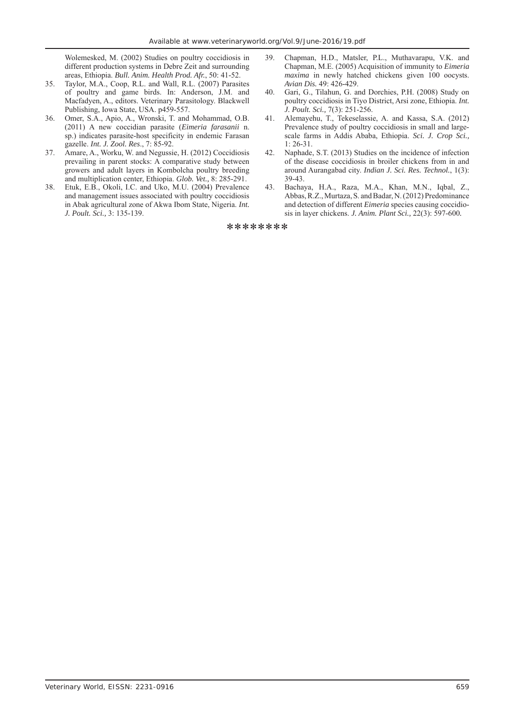Wolemesked, M. (2002) Studies on poultry coccidiosis in different production systems in Debre Zeit and surrounding areas, Ethiopia. *Bull. Anim. Health Prod. Afr.*, 50: 41-52.

35. Taylor, M.A., Coop, R.L. and Wall, R.L. (2007) Parasites of poultry and game birds. In: Anderson, J.M. and Macfadyen, A., editors. Veterinary Parasitology. Blackwell Publishing, Iowa State, USA. p459-557.
36. Omer, S.A., Apio, A., Wronski, T. and Mohammad, O.B. (2011) A new coccidian parasite (*Eimeria farasanii* n. sp.) indicates parasite-host specificity in endemic Farasan gazelle. *Int. J. Zool. Res*., 7: 85-92.
37. Amare, A., Worku, W. and Negussie, H. (2012) Coccidiosis prevailing in parent stocks: A comparative study between growers and adult layers in Kombolcha poultry breeding and multiplication center, Ethiopia. *Glob. Vet.,* 8: 285-291.
38. Etuk, E.B., Okoli, I.C. and Uko, M.U. (2004) Prevalence and management issues associated with poultry coccidiosis in Abak agricultural zone of Akwa Ibom State, Nigeria. *Int. J. Poult. Sci.,* 3: 135-139.
39. Chapman, H.D., Matsler, P.L., Muthavarapu, V.K. and Chapman, M.E. (2005) Acquisition of immunity to *Eimeria maxima* in newly hatched chickens given 100 oocysts. *Avian Dis.* 49: 426-429.
40. Gari, G., Tilahun, G. and Dorchies, P.H. (2008) Study on poultry coccidiosis in Tiyo District, Arsi zone, Ethiopia. *Int. J. Poult. Sci.,* 7(3): 251-256.
41. Alemayehu, T., Tekeselassie, A. and Kassa, S.A. (2012) Prevalence study of poultry coccidiosis in small and large-scale farms in Addis Ababa, Ethiopia. *Sci. J. Crop Sci.,* 1: 26-31.
42. Naphade, S.T. (2013) Studies on the incidence of infection of the disease coccidiosis in broiler chickens from in and around Aurangabad city. *Indian J. Sci. Res. Technol.*, 1(3): 39-43.
43. Bachaya, H.A., Raza, M.A., Khan, M.N., Iqbal, Z., Abbas, R.Z., Murtaza, S. and Badar, N. (2012) Predominance and detection of different *Eimeria* species causing coccidiosis in layer chickens. *J. Anim. Plant Sci.,* 22(3): 597-600.

********